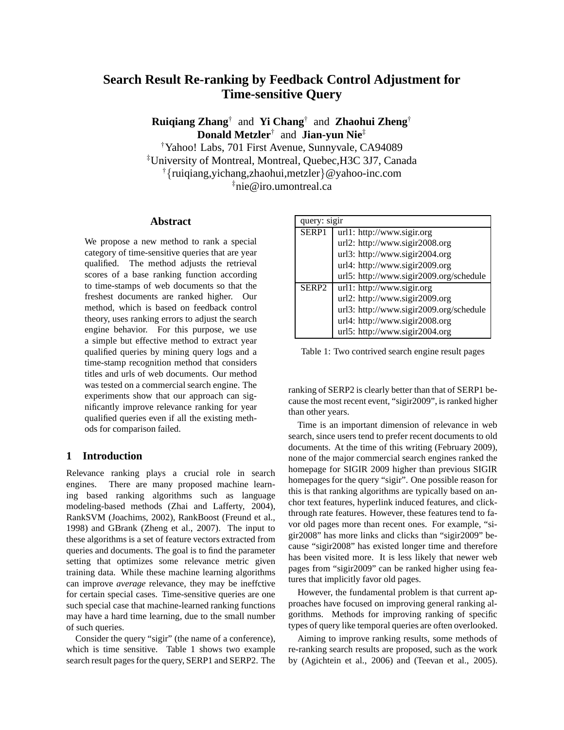# Search Result Re-ranking by Feedback Control Adjustment for Time-sensitive Query

**Ruiqiang Zhang**[†] and **Yi Chang**[†] and **Zhaohui Zheng**[†]
**Donald Metzler**[†] and **Jian-yun Nie**[‡]

[†]Yahoo! Labs, 701 First Avenue, Sunnyvale, CA94089
[‡]University of Montreal, Montreal, Quebec,H3C 3J7, Canada
[†]{ruiqiang,yichang,zhaohui,metzler}@yahoo-inc.com
[‡]nie@iro.umontreal.ca

## Abstract

We propose a new method to rank a special category of time-sensitive queries that are year qualified. The method adjusts the retrieval scores of a base ranking function according to time-stamps of web documents so that the freshest documents are ranked higher. Our method, which is based on feedback control theory, uses ranking errors to adjust the search engine behavior. For this purpose, we use a simple but effective method to extract year qualified queries by mining query logs and a time-stamp recognition method that considers titles and urls of web documents. Our method was tested on a commercial search engine. The experiments show that our approach can significantly improve relevance ranking for year qualified queries even if all the existing methods for comparison failed.

## 1 Introduction

Relevance ranking plays a crucial role in search engines. There are many proposed machine learning based ranking algorithms such as language modeling-based methods (Zhai and Lafferty, 2004), RankSVM (Joachims, 2002), RankBoost (Freund et al., 1998) and GBrank (Zheng et al., 2007). The input to these algorithms is a set of feature vectors extracted from queries and documents. The goal is to find the parameter setting that optimizes some relevance metric given training data. While these machine learning algorithms can improve *average* relevance, they may be ineffctive for certain special cases. Time-sensitive queries are one such special case that machine-learned ranking functions may have a hard time learning, due to the small number of such queries.

Consider the query "sigir" (the name of a conference), which is time sensitive. Table 1 shows two example search result pages for the query, SERP1 and SERP2. The ranking of SERP2 is clearly better than that of SERP1 because the most recent event, "sigir2009", is ranked higher than other years.

| query: sigir | |
|---|---|
| SERP1 | url1: http://www.sigir.org |
| | url2: http://www.sigir2008.org |
| | url3: http://www.sigir2004.org |
| | url4: http://www.sigir2009.org |
| | url5: http://www.sigir2009.org/schedule |
| SERP2 | url1: http://www.sigir.org |
| | url2: http://www.sigir2009.org |
| | url3: http://www.sigir2009.org/schedule |
| | url4: http://www.sigir2008.org |
| | url5: http://www.sigir2004.org |

Table 1: Two contrived search engine result pages

Time is an important dimension of relevance in web search, since users tend to prefer recent documents to old documents. At the time of this writing (February 2009), none of the major commercial search engines ranked the homepage for SIGIR 2009 higher than previous SIGIR homepages for the query "sigir". One possible reason for this is that ranking algorithms are typically based on anchor text features, hyperlink induced features, and click-through rate features. However, these features tend to favor old pages more than recent ones. For example, "sigir2008" has more links and clicks than "sigir2009" because "sigir2008" has existed longer time and therefore has been visited more. It is less likely that newer web pages from "sigir2009" can be ranked higher using features that implicitly favor old pages.

However, the fundamental problem is that current approaches have focused on improving general ranking algorithms. Methods for improving ranking of specific types of query like temporal queries are often overlooked.

Aiming to improve ranking results, some methods of re-ranking search results are proposed, such as the work by (Agichtein et al., 2006) and (Teevan et al., 2005).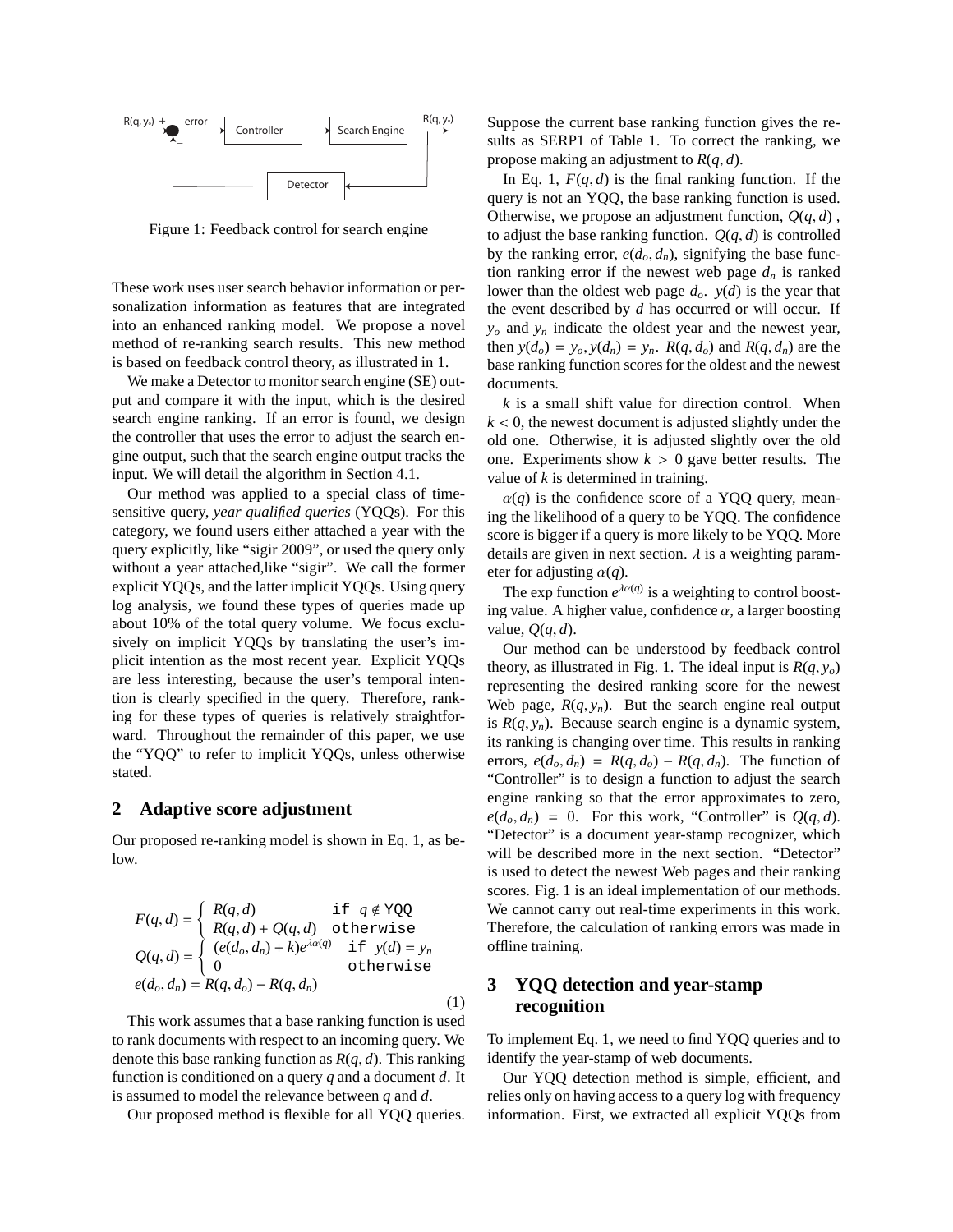Figure 1: Feedback control for search engine

These work uses user search behavior information or personalization information as features that are integrated into an enhanced ranking model. We propose a novel method of re-ranking search results. This new method is based on feedback control theory, as illustrated in 1.

We make a Detector to monitor search engine (SE) output and compare it with the input, which is the desired search engine ranking. If an error is found, we design the controller that uses the error to adjust the search engine output, such that the search engine output tracks the input. We will detail the algorithm in Section 4.1.

Our method was applied to a special class of time-sensitive query, *year qualified queries* (YQQs). For this category, we found users either attached a year with the query explicitly, like "sigir 2009", or used the query only without a year attached,like "sigir". We call the former explicit YQQs, and the latter implicit YQQs. Using query log analysis, we found these types of queries made up about 10% of the total query volume. We focus exclusively on implicit YQQs by translating the user's implicit intention as the most recent year. Explicit YQQs are less interesting, because the user's temporal intention is clearly specified in the query. Therefore, ranking for these types of queries is relatively straightforward. Throughout the remainder of this paper, we use the "YQQ" to refer to implicit YQQs, unless otherwise stated.

## 2 Adaptive score adjustment

Our proposed re-ranking model is shown in Eq. 1, as below.

$$
\begin{aligned}
F(q,d) &= \begin{cases} R(q,d) & \texttt{if } q \notin \texttt{YQQ} \\ R(q,d) + Q(q,d) & \texttt{otherwise} \end{cases} \\
Q(q,d) &= \begin{cases} (e(d_o,d_n)+k)e^{\lambda\alpha(q)} & \texttt{if } y(d) = y_n \\ 0 & \texttt{otherwise} \end{cases} \\
e(d_o,d_n) &= R(q,d_o) - R(q,d_n)
\end{aligned}
\tag{1}
$$

This work assumes that a base ranking function is used to rank documents with respect to an incoming query. We denote this base ranking function as $R(q,d)$. This ranking function is conditioned on a query $q$ and a document $d$. It is assumed to model the relevance between $q$ and $d$.

Our proposed method is flexible for all YQQ queries. Suppose the current base ranking function gives the results as SERP1 of Table 1. To correct the ranking, we propose making an adjustment to $R(q,d)$.

In Eq. 1, $F(q,d)$ is the final ranking function. If the query is not an YQQ, the base ranking function is used. Otherwise, we propose an adjustment function, $Q(q,d)$ , to adjust the base ranking function. $Q(q,d)$ is controlled by the ranking error, $e(d_o,d_n)$, signifying the base function ranking error if the newest web page $d_n$ is ranked lower than the oldest web page $d_o$. $y(d)$ is the year that the event described by $d$ has occurred or will occur. If $y_o$ and $y_n$ indicate the oldest year and the newest year, then $y(d_o) = y_o, y(d_n) = y_n$. $R(q,d_o)$ and $R(q,d_n)$ are the base ranking function scores for the oldest and the newest documents.

$k$ is a small shift value for direction control. When $k < 0$, the newest document is adjusted slightly under the old one. Otherwise, it is adjusted slightly over the old one. Experiments show $k > 0$ gave better results. The value of $k$ is determined in training.

$\alpha(q)$ is the confidence score of a YQQ query, meaning the likelihood of a query to be YQQ. The confidence score is bigger if a query is more likely to be YQQ. More details are given in next section. $\lambda$ is a weighting parameter for adjusting $\alpha(q)$.

The exp function $e^{\lambda\alpha(q)}$ is a weighting to control boosting value. A higher value, confidence $\alpha$, a larger boosting value, $Q(q,d)$.

Our method can be understood by feedback control theory, as illustrated in Fig. 1. The ideal input is $R(q,y_o)$ representing the desired ranking score for the newest Web page, $R(q,y_n)$. But the search engine real output is $R(q,y_n)$. Because search engine is a dynamic system, its ranking is changing over time. This results in ranking errors, $e(d_o,d_n) = R(q,d_o) - R(q,d_n)$. The function of "Controller" is to design a function to adjust the search engine ranking so that the error approximates to zero, $e(d_o,d_n) = 0$. For this work, "Controller" is $Q(q,d)$. "Detector" is a document year-stamp recognizer, which will be described more in the next section. "Detector" is used to detect the newest Web pages and their ranking scores. Fig. 1 is an ideal implementation of our methods. We cannot carry out real-time experiments in this work. Therefore, the calculation of ranking errors was made in offline training.

## 3 YQQ detection and year-stamp recognition

To implement Eq. 1, we need to find YQQ queries and to identify the year-stamp of web documents.

Our YQQ detection method is simple, efficient, and relies only on having access to a query log with frequency information. First, we extracted all explicit YQQs from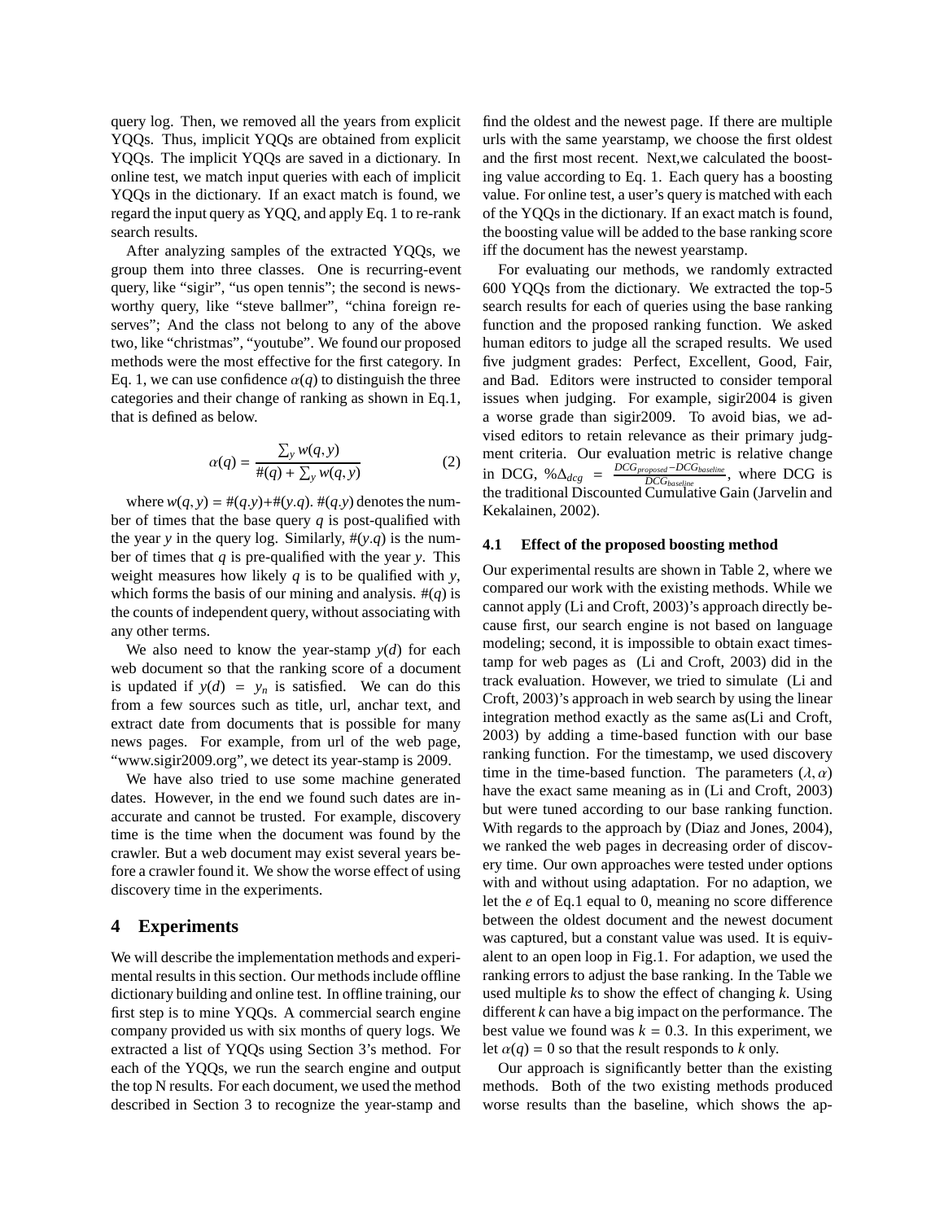query log. Then, we removed all the years from explicit YQQs. Thus, implicit YQQs are obtained from explicit YQQs. The implicit YQQs are saved in a dictionary. In online test, we match input queries with each of implicit YQQs in the dictionary. If an exact match is found, we regard the input query as YQQ, and apply Eq. 1 to re-rank search results.

After analyzing samples of the extracted YQQs, we group them into three classes. One is recurring-event query, like "sigir", "us open tennis"; the second is newsworthy query, like "steve ballmer", "china foreign reserves"; And the class not belong to any of the above two, like "christmas", "youtube". We found our proposed methods were the most effective for the first category. In Eq. 1, we can use confidence $\alpha(q)$ to distinguish the three categories and their change of ranking as shown in Eq.1, that is defined as below.

$$\alpha(q) = \frac{\sum_y w(q, y)}{\#(q) + \sum_y w(q, y)} \quad (2)$$

where $w(q, y) = \#(q.y) + \#(y.q)$. $\#(q.y)$ denotes the number of times that the base query $q$ is post-qualified with the year $y$ in the query log. Similarly, $\#(y.q)$ is the number of times that $q$ is pre-qualified with the year $y$. This weight measures how likely $q$ is to be qualified with $y$, which forms the basis of our mining and analysis. $\#(q)$ is the counts of independent query, without associating with any other terms.

We also need to know the year-stamp $y(d)$ for each web document so that the ranking score of a document is updated if $y(d) = y_n$ is satisfied. We can do this from a few sources such as title, url, anchar text, and extract date from documents that is possible for many news pages. For example, from url of the web page, "www.sigir2009.org", we detect its year-stamp is 2009.

We have also tried to use some machine generated dates. However, in the end we found such dates are inaccurate and cannot be trusted. For example, discovery time is the time when the document was found by the crawler. But a web document may exist several years before a crawler found it. We show the worse effect of using discovery time in the experiments.

## 4 Experiments

We will describe the implementation methods and experimental results in this section. Our methods include offline dictionary building and online test. In offline training, our first step is to mine YQQs. A commercial search engine company provided us with six months of query logs. We extracted a list of YQQs using Section 3's method. For each of the YQQs, we run the search engine and output the top N results. For each document, we used the method described in Section 3 to recognize the year-stamp and find the oldest and the newest page. If there are multiple urls with the same yearstamp, we choose the first oldest and the first most recent. Next,we calculated the boosting value according to Eq. 1. Each query has a boosting value. For online test, a user's query is matched with each of the YQQs in the dictionary. If an exact match is found, the boosting value will be added to the base ranking score iff the document has the newest yearstamp.

For evaluating our methods, we randomly extracted 600 YQQs from the dictionary. We extracted the top-5 search results for each of queries using the base ranking function and the proposed ranking function. We asked human editors to judge all the scraped results. We used five judgment grades: Perfect, Excellent, Good, Fair, and Bad. Editors were instructed to consider temporal issues when judging. For example, sigir2004 is given a worse grade than sigir2009. To avoid bias, we advised editors to retain relevance as their primary judgment criteria. Our evaluation metric is relative change in DCG, $\%\Delta_{dcg} = \frac{DCG_{proposed} - DCG_{baseline}}{DCG_{baseline}}$, where DCG is the traditional Discounted Cumulative Gain (Jarvelin and Kekalainen, 2002).

### 4.1 Effect of the proposed boosting method

Our experimental results are shown in Table 2, where we compared our work with the existing methods. While we cannot apply (Li and Croft, 2003)'s approach directly because first, our search engine is not based on language modeling; second, it is impossible to obtain exact timestamp for web pages as (Li and Croft, 2003) did in the track evaluation. However, we tried to simulate (Li and Croft, 2003)'s approach in web search by using the linear integration method exactly as the same as(Li and Croft, 2003) by adding a time-based function with our base ranking function. For the timestamp, we used discovery time in the time-based function. The parameters $(\lambda, \alpha)$ have the exact same meaning as in (Li and Croft, 2003) but were tuned according to our base ranking function. With regards to the approach by (Diaz and Jones, 2004), we ranked the web pages in decreasing order of discovery time. Our own approaches were tested under options with and without using adaptation. For no adaption, we let the $e$ of Eq.1 equal to 0, meaning no score difference between the oldest document and the newest document was captured, but a constant value was used. It is equivalent to an open loop in Fig.1. For adaption, we used the ranking errors to adjust the base ranking. In the Table we used multiple $k$s to show the effect of changing $k$. Using different $k$ can have a big impact on the performance. The best value we found was $k = 0.3$. In this experiment, we let $\alpha(q) = 0$ so that the result responds to $k$ only.

Our approach is significantly better than the existing methods. Both of the two existing methods produced worse results than the baseline, which shows the ap-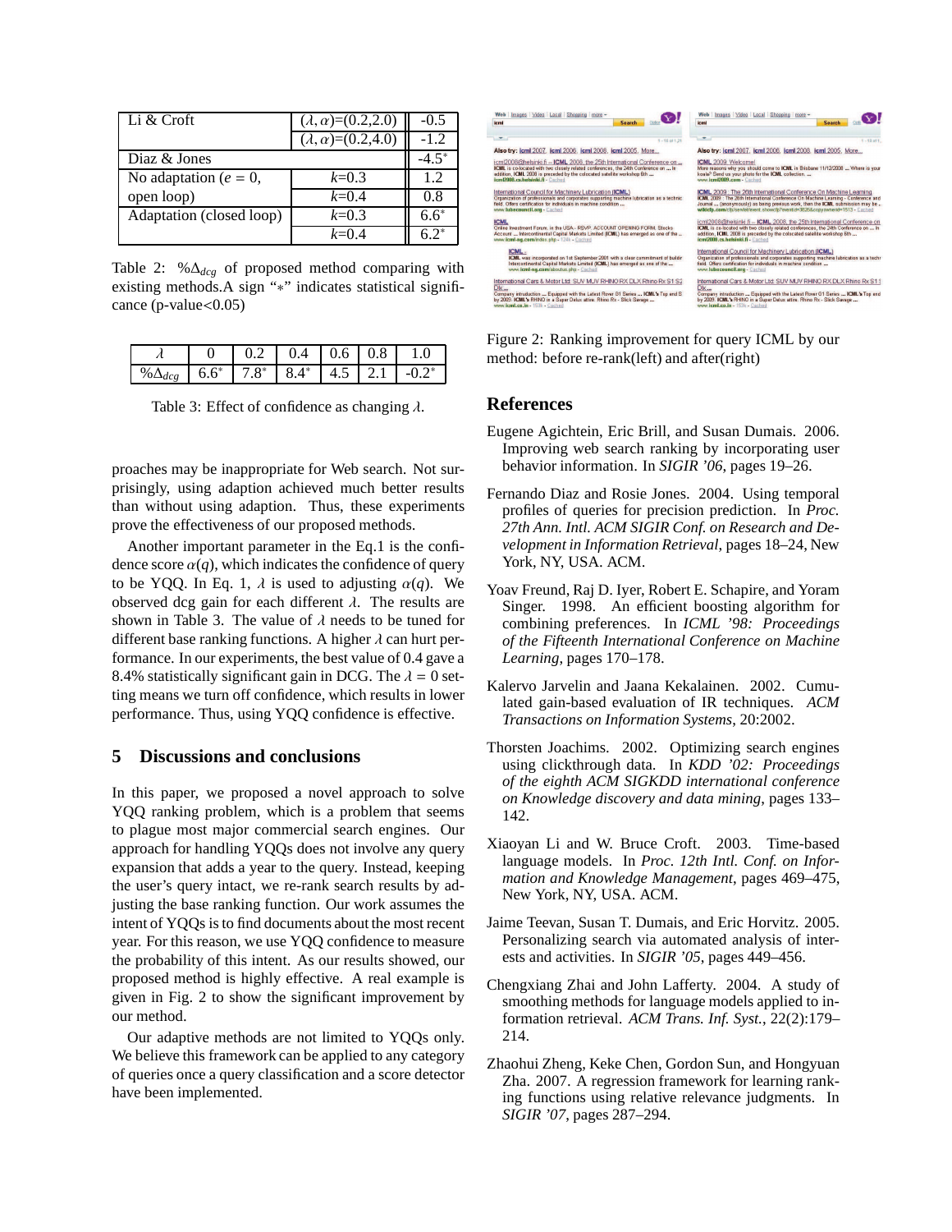| | | |
|---|---|---|
| Li & Croft | ($\lambda$, $\alpha$)=(0.2,2.0) | -0.5 |
| | ($\lambda$, $\alpha$)=(0.2,4.0) | -1.2 |
| Diaz & Jones | | -4.5* |
| No adaptation ($e$ = 0, open loop) | $k$=0.3 | 1.2 |
| | $k$=0.4 | 0.8 |
| Adaptation (closed loop) | $k$=0.3 | 6.6* |
| | $k$=0.4 | 6.2* |

Table 2: $\%\Delta_{dcg}$ of proposed method comparing with existing methods.A sign "$*$" indicates statistical significance (p-value<0.05)

| $\lambda$ | 0 | 0.2 | 0.4 | 0.6 | 0.8 | 1.0 |
|---|---|---|---|---|---|---|
| $\%\Delta_{dcg}$ | 6.6* | 7.8* | 8.4* | 4.5 | 2.1 | -0.2* |

Table 3: Effect of confidence as changing $\lambda$.

proaches may be inappropriate for Web search. Not surprisingly, using adaption achieved much better results than without using adaption. Thus, these experiments prove the effectiveness of our proposed methods.

Another important parameter in the Eq.1 is the confidence score $\alpha(q)$, which indicates the confidence of query to be YQQ. In Eq. 1, $\lambda$ is used to adjusting $\alpha(q)$. We observed dcg gain for each different $\lambda$. The results are shown in Table 3. The value of $\lambda$ needs to be tuned for different base ranking functions. A higher $\lambda$ can hurt performance. In our experiments, the best value of 0.4 gave a 8.4% statistically significant gain in DCG. The $\lambda = 0$ setting means we turn off confidence, which results in lower performance. Thus, using YQQ confidence is effective.

## 5 Discussions and conclusions

In this paper, we proposed a novel approach to solve YQQ ranking problem, which is a problem that seems to plague most major commercial search engines. Our approach for handling YQQs does not involve any query expansion that adds a year to the query. Instead, keeping the user's query intact, we re-rank search results by adjusting the base ranking function. Our work assumes the intent of YQQs is to find documents about the most recent year. For this reason, we use YQQ confidence to measure the probability of this intent. As our results showed, our proposed method is highly effective. A real example is given in Fig. 2 to show the significant improvement by our method.

Our adaptive methods are not limited to YQQs only. We believe this framework can be applied to any category of queries once a query classification and a score detector have been implemented.

Figure 2: Ranking improvement for query ICML by our method: before re-rank(left) and after(right)

## References

Eugene Agichtein, Eric Brill, and Susan Dumais. 2006. Improving web search ranking by incorporating user behavior information. In *SIGIR '06*, pages 19–26.

Fernando Diaz and Rosie Jones. 2004. Using temporal profiles of queries for precision prediction. In *Proc. 27th Ann. Intl. ACM SIGIR Conf. on Research and Development in Information Retrieval*, pages 18–24, New York, NY, USA. ACM.

Yoav Freund, Raj D. Iyer, Robert E. Schapire, and Yoram Singer. 1998. An efficient boosting algorithm for combining preferences. In *ICML '98: Proceedings of the Fifteenth International Conference on Machine Learning*, pages 170–178.

Kalervo Jarvelin and Jaana Kekalainen. 2002. Cumulated gain-based evaluation of IR techniques. *ACM Transactions on Information Systems*, 20:2002.

Thorsten Joachims. 2002. Optimizing search engines using clickthrough data. In *KDD '02: Proceedings of the eighth ACM SIGKDD international conference on Knowledge discovery and data mining*, pages 133–142.

Xiaoyan Li and W. Bruce Croft. 2003. Time-based language models. In *Proc. 12th Intl. Conf. on Information and Knowledge Management*, pages 469–475, New York, NY, USA. ACM.

Jaime Teevan, Susan T. Dumais, and Eric Horvitz. 2005. Personalizing search via automated analysis of interests and activities. In *SIGIR '05*, pages 449–456.

Chengxiang Zhai and John Lafferty. 2004. A study of smoothing methods for language models applied to information retrieval. *ACM Trans. Inf. Syst.*, 22(2):179–214.

Zhaohui Zheng, Keke Chen, Gordon Sun, and Hongyuan Zha. 2007. A regression framework for learning ranking functions using relative relevance judgments. In *SIGIR '07*, pages 287–294.